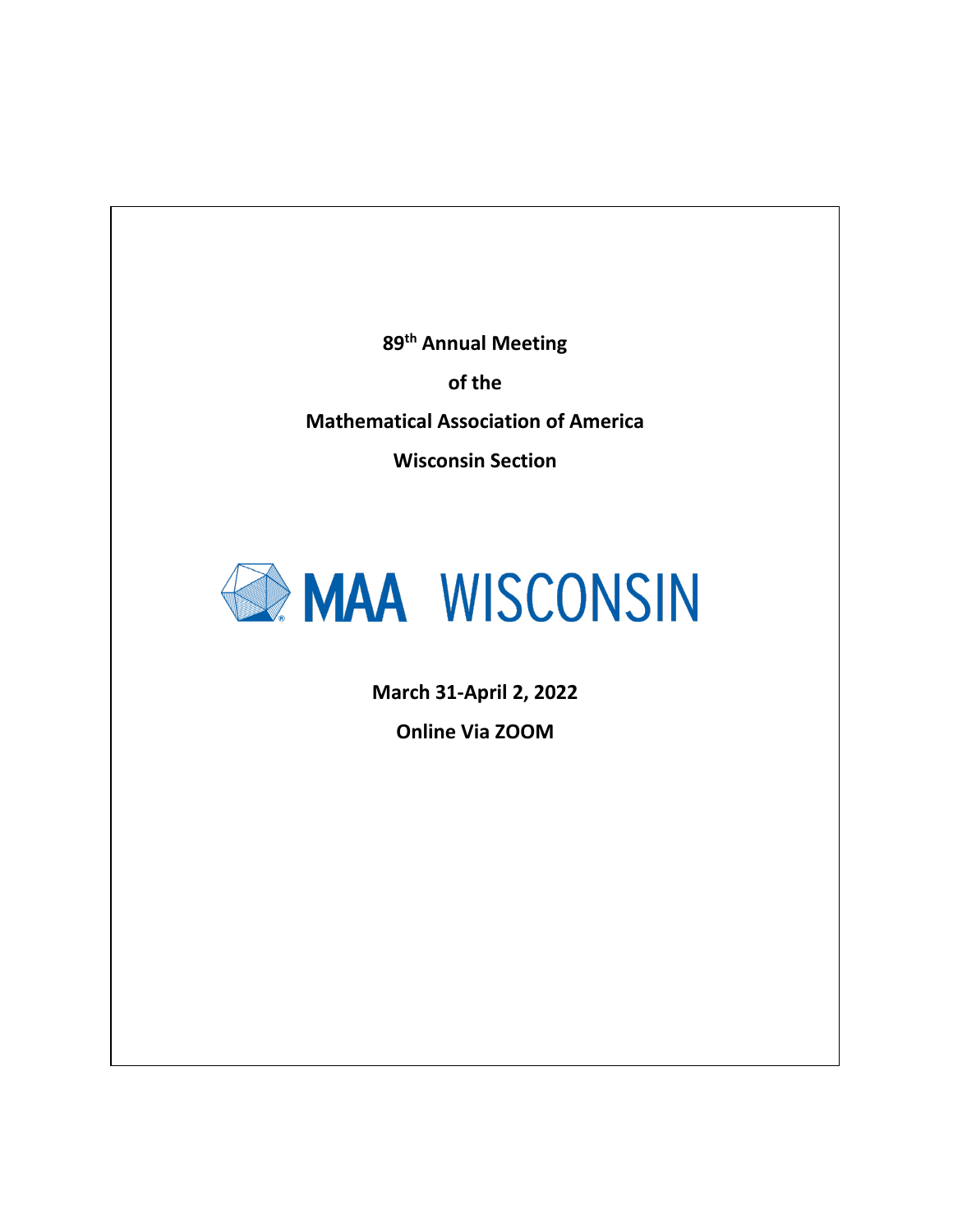**89th Annual Meeting**

**of the**

**Mathematical Association of America**

**Wisconsin Section**

MAA WISCONSIN

**March 31-April 2, 2022**

**Online Via ZOOM**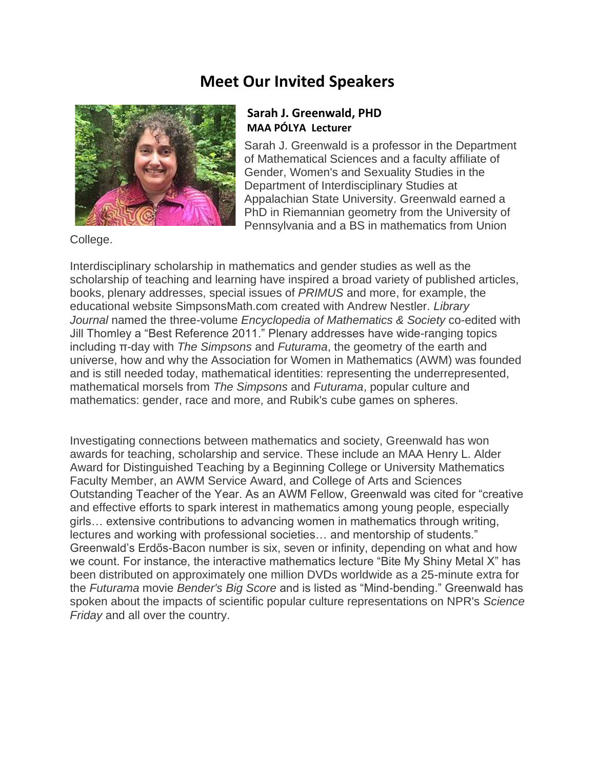# Meet Our Invited Speakers

**Sarah J. Greenwald, PHD**
**MAA PÓLYA Lecturer**

Sarah J. Greenwald is a professor in the Department of Mathematical Sciences and a faculty affiliate of Gender, Women's and Sexuality Studies in the Department of Interdisciplinary Studies at Appalachian State University. Greenwald earned a PhD in Riemannian geometry from the University of Pennsylvania and a BS in mathematics from Union College.

Interdisciplinary scholarship in mathematics and gender studies as well as the scholarship of teaching and learning have inspired a broad variety of published articles, books, plenary addresses, special issues of *PRIMUS* and more, for example, the educational website SimpsonsMath.com created with Andrew Nestler. *Library Journal* named the three-volume *Encyclopedia of Mathematics & Society* co-edited with Jill Thomley a "Best Reference 2011." Plenary addresses have wide-ranging topics including π-day with *The Simpsons* and *Futurama*, the geometry of the earth and universe, how and why the Association for Women in Mathematics (AWM) was founded and is still needed today, mathematical identities: representing the underrepresented, mathematical morsels from *The Simpsons* and *Futurama*, popular culture and mathematics: gender, race and more, and Rubik's cube games on spheres.

Investigating connections between mathematics and society, Greenwald has won awards for teaching, scholarship and service. These include an MAA Henry L. Alder Award for Distinguished Teaching by a Beginning College or University Mathematics Faculty Member, an AWM Service Award, and College of Arts and Sciences Outstanding Teacher of the Year. As an AWM Fellow, Greenwald was cited for "creative and effective efforts to spark interest in mathematics among young people, especially girls… extensive contributions to advancing women in mathematics through writing, lectures and working with professional societies… and mentorship of students." Greenwald's Erdős-Bacon number is six, seven or infinity, depending on what and how we count. For instance, the interactive mathematics lecture "Bite My Shiny Metal X" has been distributed on approximately one million DVDs worldwide as a 25-minute extra for the *Futurama* movie *Bender's Big Score* and is listed as "Mind-bending." Greenwald has spoken about the impacts of scientific popular culture representations on NPR's *Science Friday* and all over the country.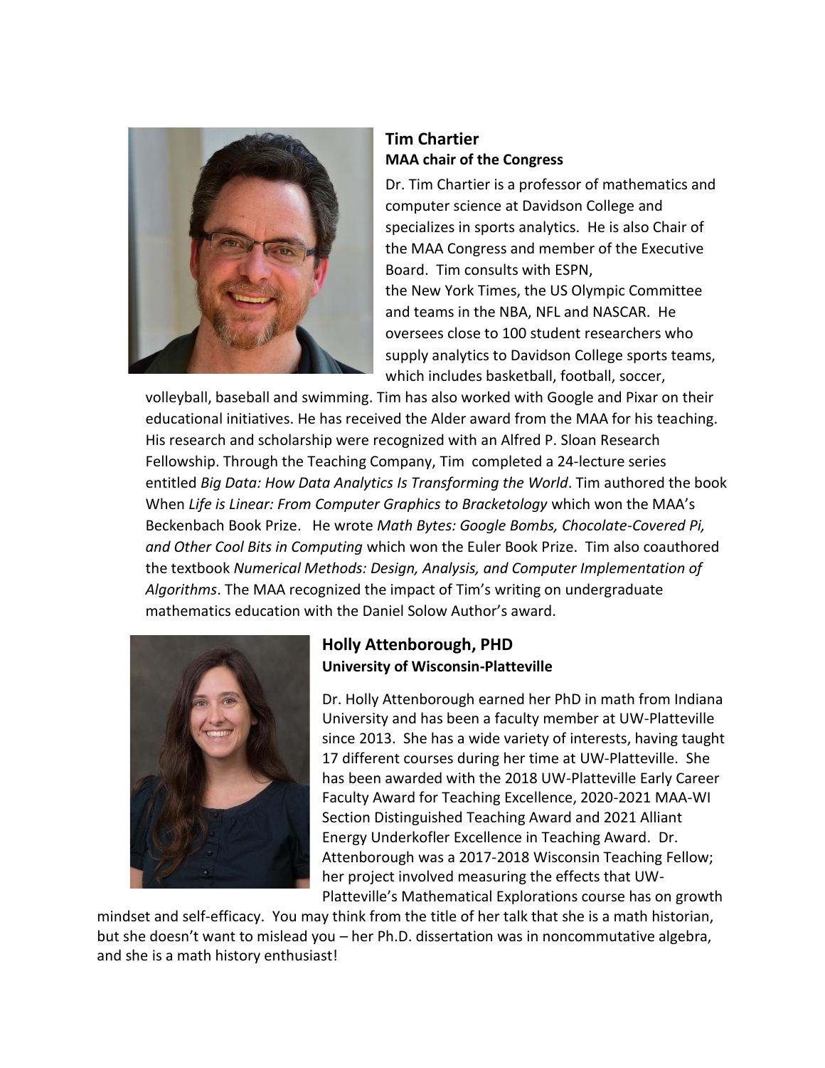## Tim Chartier

**MAA chair of the Congress**

Dr. Tim Chartier is a professor of mathematics and computer science at Davidson College and specializes in sports analytics. He is also Chair of the MAA Congress and member of the Executive Board. Tim consults with ESPN, the New York Times, the US Olympic Committee and teams in the NBA, NFL and NASCAR. He oversees close to 100 student researchers who supply analytics to Davidson College sports teams, which includes basketball, football, soccer, volleyball, baseball and swimming. Tim has also worked with Google and Pixar on their educational initiatives. He has received the Alder award from the MAA for his teaching. His research and scholarship were recognized with an Alfred P. Sloan Research Fellowship. Through the Teaching Company, Tim completed a 24-lecture series entitled *Big Data: How Data Analytics Is Transforming the World*. Tim authored the book When *Life is Linear: From Computer Graphics to Bracketology* which won the MAA's Beckenbach Book Prize. He wrote *Math Bytes: Google Bombs, Chocolate-Covered Pi, and Other Cool Bits in Computing* which won the Euler Book Prize. Tim also coauthored the textbook *Numerical Methods: Design, Analysis, and Computer Implementation of Algorithms*. The MAA recognized the impact of Tim's writing on undergraduate mathematics education with the Daniel Solow Author's award.

## Holly Attenborough, PHD

**University of Wisconsin-Platteville**

Dr. Holly Attenborough earned her PhD in math from Indiana University and has been a faculty member at UW-Platteville since 2013. She has a wide variety of interests, having taught 17 different courses during her time at UW-Platteville. She has been awarded with the 2018 UW-Platteville Early Career Faculty Award for Teaching Excellence, 2020-2021 MAA-WI Section Distinguished Teaching Award and 2021 Alliant Energy Underkofler Excellence in Teaching Award. Dr. Attenborough was a 2017-2018 Wisconsin Teaching Fellow; her project involved measuring the effects that UW-Platteville's Mathematical Explorations course has on growth mindset and self-efficacy. You may think from the title of her talk that she is a math historian, but she doesn't want to mislead you – her Ph.D. dissertation was in noncommutative algebra, and she is a math history enthusiast!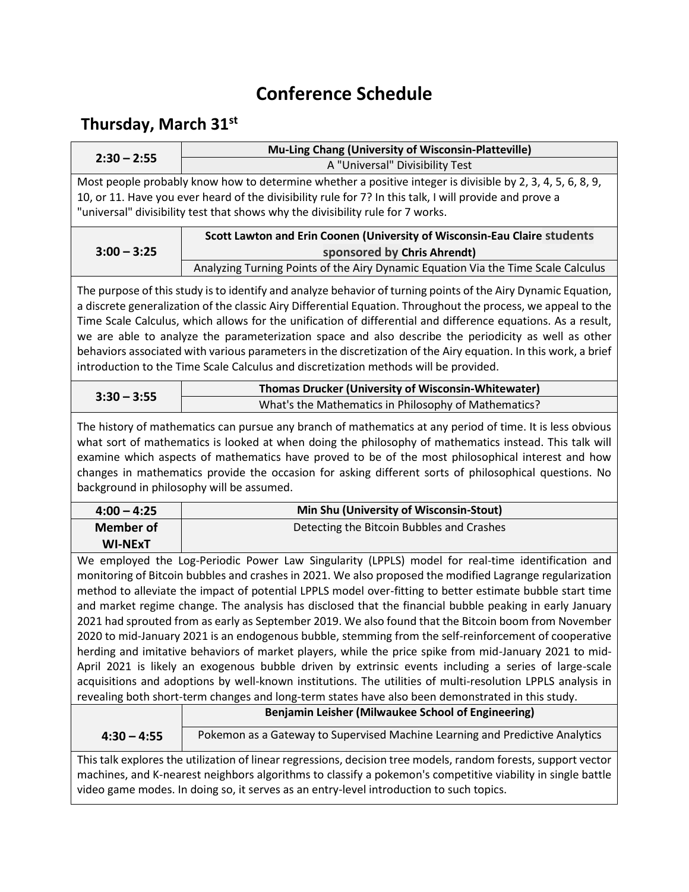# Conference Schedule

## Thursday, March 31st

| 2:30 – 2:55 | **Mu-Ling Chang (University of Wisconsin-Platteville)**<br>A "Universal" Divisibility Test |
|---|---|

Most people probably know how to determine whether a positive integer is divisible by 2, 3, 4, 5, 6, 8, 9, 10, or 11. Have you ever heard of the divisibility rule for 7? In this talk, I will provide and prove a "universal" divisibility test that shows why the divisibility rule for 7 works.

| 3:00 – 3:25 | **Scott Lawton and Erin Coonen (University of Wisconsin-Eau Claire students sponsored by Chris Ahrendt)**<br>Analyzing Turning Points of the Airy Dynamic Equation Via the Time Scale Calculus |
|---|---|

The purpose of this study is to identify and analyze behavior of turning points of the Airy Dynamic Equation, a discrete generalization of the classic Airy Differential Equation. Throughout the process, we appeal to the Time Scale Calculus, which allows for the unification of differential and difference equations. As a result, we are able to analyze the parameterization space and also describe the periodicity as well as other behaviors associated with various parameters in the discretization of the Airy equation. In this work, a brief introduction to the Time Scale Calculus and discretization methods will be provided.

| 3:30 – 3:55 | **Thomas Drucker (University of Wisconsin-Whitewater)**<br>What's the Mathematics in Philosophy of Mathematics? |
|---|---|

The history of mathematics can pursue any branch of mathematics at any period of time. It is less obvious what sort of mathematics is looked at when doing the philosophy of mathematics instead. This talk will examine which aspects of mathematics have proved to be of the most philosophical interest and how changes in mathematics provide the occasion for asking different sorts of philosophical questions. No background in philosophy will be assumed.

| 4:00 – 4:25 | **Min Shu (University of Wisconsin-Stout)** |
|---|---|
| **Member of WI-NExT** | Detecting the Bitcoin Bubbles and Crashes |

We employed the Log-Periodic Power Law Singularity (LPPLS) model for real-time identification and monitoring of Bitcoin bubbles and crashes in 2021. We also proposed the modified Lagrange regularization method to alleviate the impact of potential LPPLS model over-fitting to better estimate bubble start time and market regime change. The analysis has disclosed that the financial bubble peaking in early January 2021 had sprouted from as early as September 2019. We also found that the Bitcoin boom from November 2020 to mid-January 2021 is an endogenous bubble, stemming from the self-reinforcement of cooperative herding and imitative behaviors of market players, while the price spike from mid-January 2021 to mid-April 2021 is likely an exogenous bubble driven by extrinsic events including a series of large-scale acquisitions and adoptions by well-known institutions. The utilities of multi-resolution LPPLS analysis in revealing both short-term changes and long-term states have also been demonstrated in this study.

| 4:30 – 4:55 | **Benjamin Leisher (Milwaukee School of Engineering)**<br>Pokemon as a Gateway to Supervised Machine Learning and Predictive Analytics |
|---|---|

This talk explores the utilization of linear regressions, decision tree models, random forests, support vector machines, and K-nearest neighbors algorithms to classify a pokemon's competitive viability in single battle video game modes. In doing so, it serves as an entry-level introduction to such topics.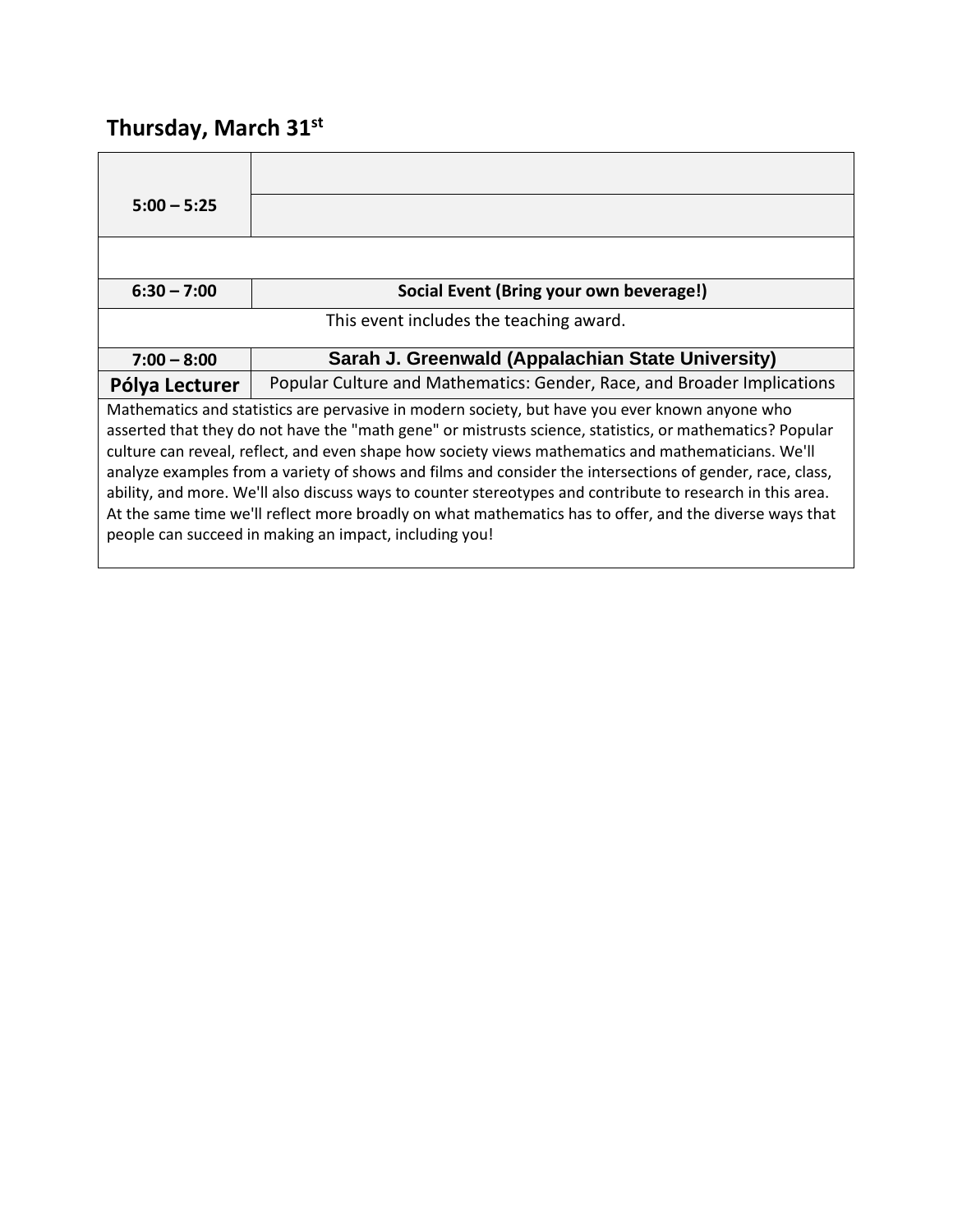## Thursday, March 31st

| | |
|---|---|
| **5:00 – 5:25** | |
| | |
| | |
| **6:30 – 7:00** | **Social Event (Bring your own beverage!)** |
| This event includes the teaching award. | |
| **7:00 – 8:00** | **Sarah J. Greenwald (Appalachian State University)** |
| **Pólya Lecturer** | Popular Culture and Mathematics: Gender, Race, and Broader Implications |
| Mathematics and statistics are pervasive in modern society, but have you ever known anyone who asserted that they do not have the "math gene" or mistrusts science, statistics, or mathematics? Popular culture can reveal, reflect, and even shape how society views mathematics and mathematicians. We'll analyze examples from a variety of shows and films and consider the intersections of gender, race, class, ability, and more. We'll also discuss ways to counter stereotypes and contribute to research in this area. At the same time we'll reflect more broadly on what mathematics has to offer, and the diverse ways that people can succeed in making an impact, including you! | |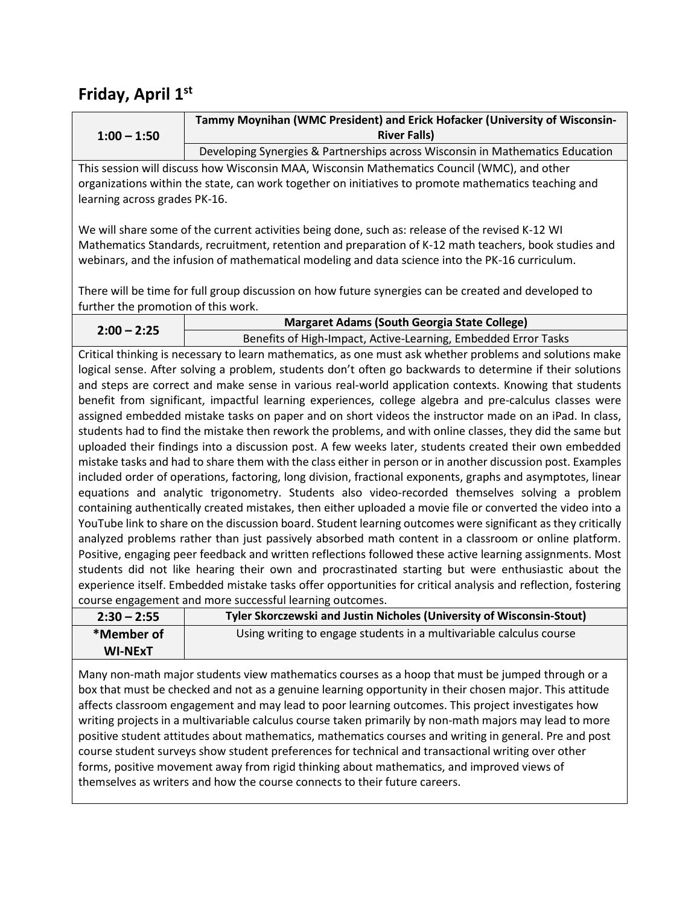## Friday, April 1st

| 1:00 – 1:50 | **Tammy Moynihan (WMC President) and Erick Hofacker (University of Wisconsin-River Falls)** |
|---|---|
| | Developing Synergies & Partnerships across Wisconsin in Mathematics Education |

This session will discuss how Wisconsin MAA, Wisconsin Mathematics Council (WMC), and other organizations within the state, can work together on initiatives to promote mathematics teaching and learning across grades PK-16.

We will share some of the current activities being done, such as: release of the revised K-12 WI Mathematics Standards, recruitment, retention and preparation of K-12 math teachers, book studies and webinars, and the infusion of mathematical modeling and data science into the PK-16 curriculum.

There will be time for full group discussion on how future synergies can be created and developed to further the promotion of this work.

| 2:00 – 2:25 | **Margaret Adams (South Georgia State College)** |
|---|---|
| | Benefits of High-Impact, Active-Learning, Embedded Error Tasks |

Critical thinking is necessary to learn mathematics, as one must ask whether problems and solutions make logical sense. After solving a problem, students don't often go backwards to determine if their solutions and steps are correct and make sense in various real-world application contexts. Knowing that students benefit from significant, impactful learning experiences, college algebra and pre-calculus classes were assigned embedded mistake tasks on paper and on short videos the instructor made on an iPad. In class, students had to find the mistake then rework the problems, and with online classes, they did the same but uploaded their findings into a discussion post. A few weeks later, students created their own embedded mistake tasks and had to share them with the class either in person or in another discussion post. Examples included order of operations, factoring, long division, fractional exponents, graphs and asymptotes, linear equations and analytic trigonometry. Students also video-recorded themselves solving a problem containing authentically created mistakes, then either uploaded a movie file or converted the video into a YouTube link to share on the discussion board. Student learning outcomes were significant as they critically analyzed problems rather than just passively absorbed math content in a classroom or online platform. Positive, engaging peer feedback and written reflections followed these active learning assignments. Most students did not like hearing their own and procrastinated starting but were enthusiastic about the experience itself. Embedded mistake tasks offer opportunities for critical analysis and reflection, fostering course engagement and more successful learning outcomes.

| 2:30 – 2:55 | **Tyler Skorczewski and Justin Nicholes (University of Wisconsin-Stout)** |
|---|---|
| *Member of WI-NExT | Using writing to engage students in a multivariable calculus course |

Many non-math major students view mathematics courses as a hoop that must be jumped through or a box that must be checked and not as a genuine learning opportunity in their chosen major. This attitude affects classroom engagement and may lead to poor learning outcomes. This project investigates how writing projects in a multivariable calculus course taken primarily by non-math majors may lead to more positive student attitudes about mathematics, mathematics courses and writing in general. Pre and post course student surveys show student preferences for technical and transactional writing over other forms, positive movement away from rigid thinking about mathematics, and improved views of themselves as writers and how the course connects to their future careers.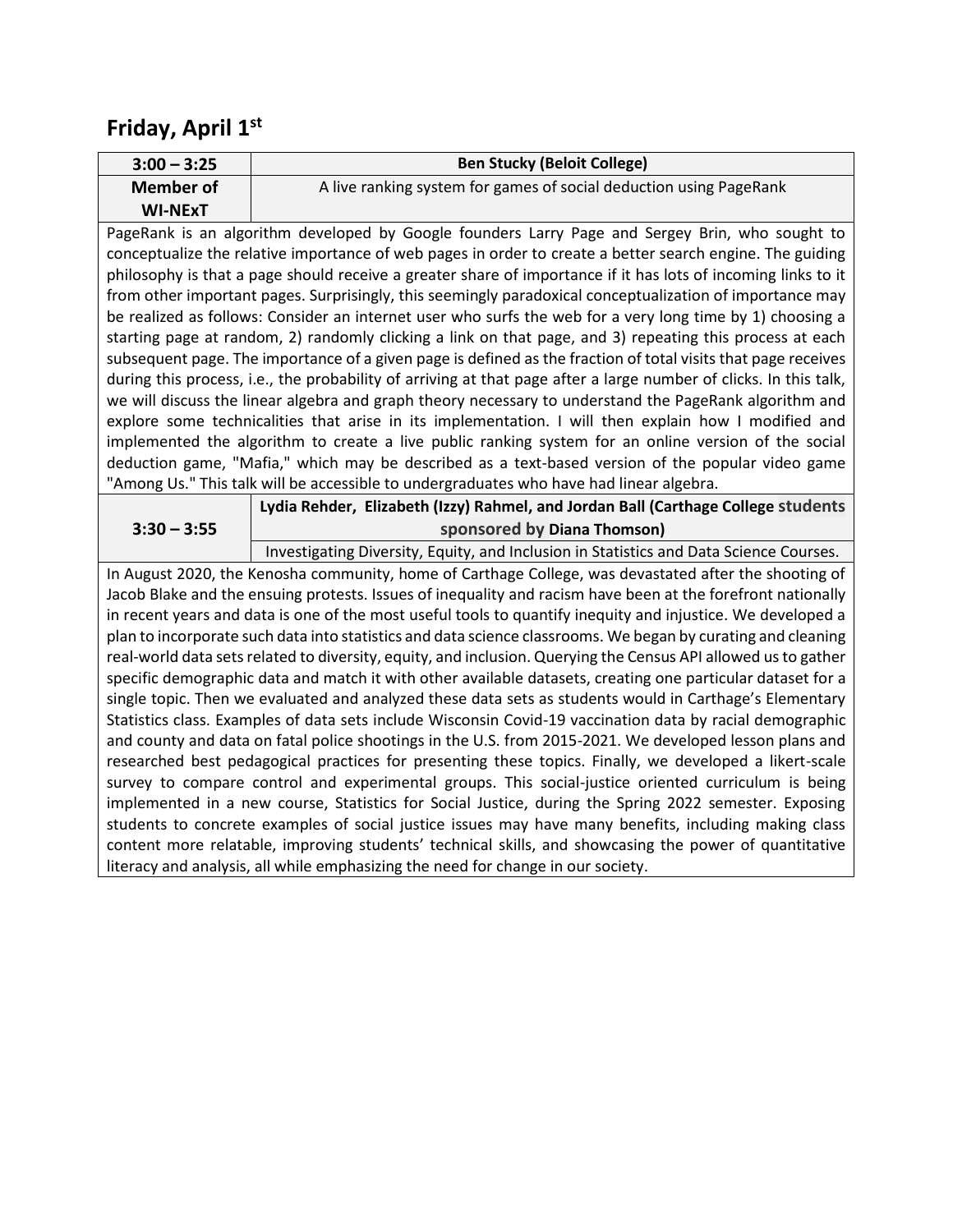## Friday, April 1st

| 3:00 – 3:25 | Ben Stucky (Beloit College) |
|---|---|
| **Member of WI-NExT** | A live ranking system for games of social deduction using PageRank |

PageRank is an algorithm developed by Google founders Larry Page and Sergey Brin, who sought to conceptualize the relative importance of web pages in order to create a better search engine. The guiding philosophy is that a page should receive a greater share of importance if it has lots of incoming links to it from other important pages. Surprisingly, this seemingly paradoxical conceptualization of importance may be realized as follows: Consider an internet user who surfs the web for a very long time by 1) choosing a starting page at random, 2) randomly clicking a link on that page, and 3) repeating this process at each subsequent page. The importance of a given page is defined as the fraction of total visits that page receives during this process, i.e., the probability of arriving at that page after a large number of clicks. In this talk, we will discuss the linear algebra and graph theory necessary to understand the PageRank algorithm and explore some technicalities that arise in its implementation. I will then explain how I modified and implemented the algorithm to create a live public ranking system for an online version of the social deduction game, "Mafia," which may be described as a text-based version of the popular video game "Among Us." This talk will be accessible to undergraduates who have had linear algebra.

| 3:30 – 3:55 | Lydia Rehder, Elizabeth (Izzy) Rahmel, and Jordan Ball (Carthage College students sponsored by Diana Thomson) |
|---|---|
| | Investigating Diversity, Equity, and Inclusion in Statistics and Data Science Courses. |

In August 2020, the Kenosha community, home of Carthage College, was devastated after the shooting of Jacob Blake and the ensuing protests. Issues of inequality and racism have been at the forefront nationally in recent years and data is one of the most useful tools to quantify inequity and injustice. We developed a plan to incorporate such data into statistics and data science classrooms. We began by curating and cleaning real-world data sets related to diversity, equity, and inclusion. Querying the Census API allowed us to gather specific demographic data and match it with other available datasets, creating one particular dataset for a single topic. Then we evaluated and analyzed these data sets as students would in Carthage's Elementary Statistics class. Examples of data sets include Wisconsin Covid-19 vaccination data by racial demographic and county and data on fatal police shootings in the U.S. from 2015-2021. We developed lesson plans and researched best pedagogical practices for presenting these topics. Finally, we developed a likert-scale survey to compare control and experimental groups. This social-justice oriented curriculum is being implemented in a new course, Statistics for Social Justice, during the Spring 2022 semester. Exposing students to concrete examples of social justice issues may have many benefits, including making class content more relatable, improving students' technical skills, and showcasing the power of quantitative literacy and analysis, all while emphasizing the need for change in our society.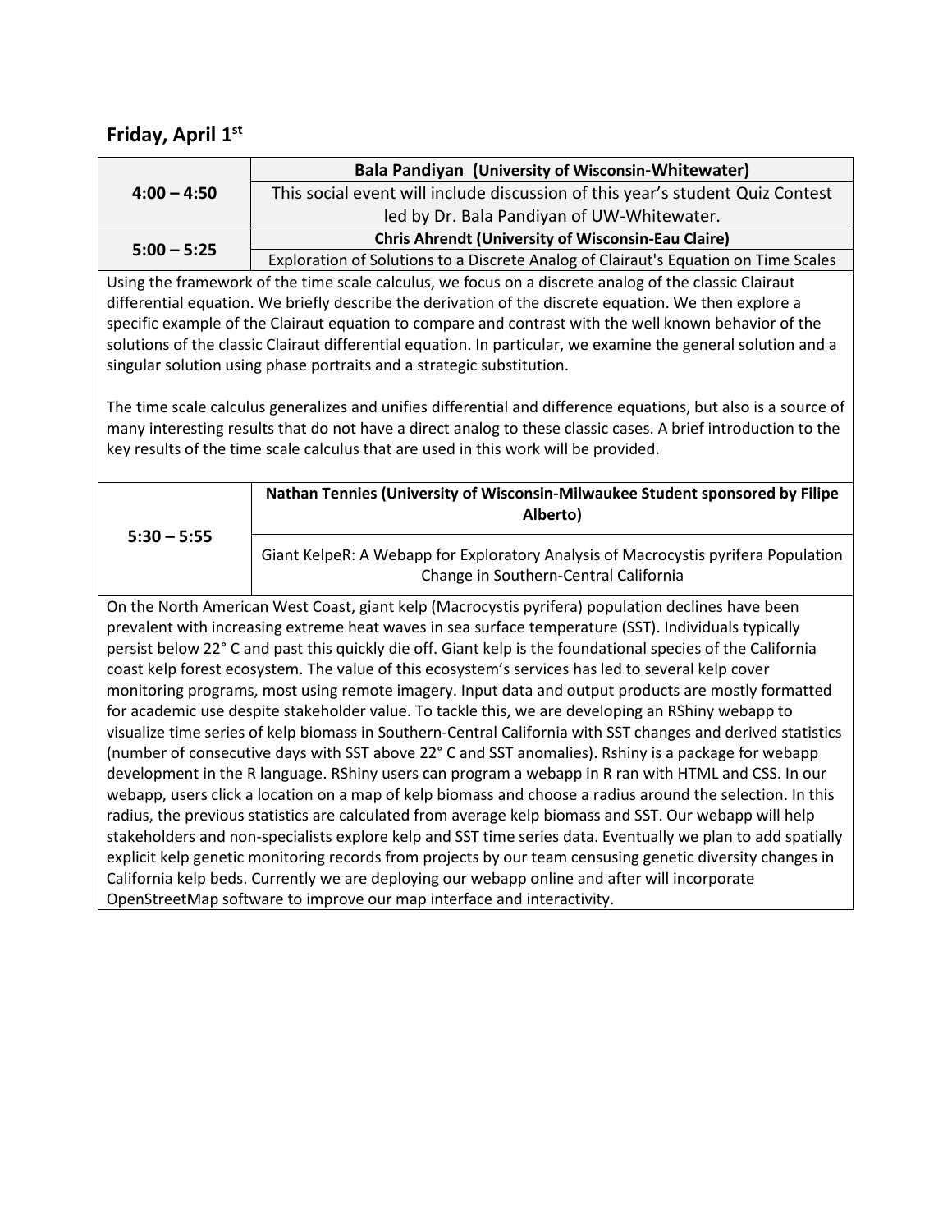## Friday, April 1st

| 4:00 – 4:50 | **Bala Pandiyan (University of Wisconsin-Whitewater)**<br>This social event will include discussion of this year's student Quiz Contest led by Dr. Bala Pandiyan of UW-Whitewater. |
|---|---|
| 5:00 – 5:25 | **Chris Ahrendt (University of Wisconsin-Eau Claire)**<br>Exploration of Solutions to a Discrete Analog of Clairaut's Equation on Time Scales |

Using the framework of the time scale calculus, we focus on a discrete analog of the classic Clairaut differential equation. We briefly describe the derivation of the discrete equation. We then explore a specific example of the Clairaut equation to compare and contrast with the well known behavior of the solutions of the classic Clairaut differential equation. In particular, we examine the general solution and a singular solution using phase portraits and a strategic substitution.

The time scale calculus generalizes and unifies differential and difference equations, but also is a source of many interesting results that do not have a direct analog to these classic cases. A brief introduction to the key results of the time scale calculus that are used in this work will be provided.

| 5:30 – 5:55 | **Nathan Tennies (University of Wisconsin-Milwaukee Student sponsored by Filipe Alberto)**<br>Giant KelpeR: A Webapp for Exploratory Analysis of Macrocystis pyrifera Population Change in Southern-Central California |
|---|---|

On the North American West Coast, giant kelp (Macrocystis pyrifera) population declines have been prevalent with increasing extreme heat waves in sea surface temperature (SST). Individuals typically persist below 22° C and past this quickly die off. Giant kelp is the foundational species of the California coast kelp forest ecosystem. The value of this ecosystem's services has led to several kelp cover monitoring programs, most using remote imagery. Input data and output products are mostly formatted for academic use despite stakeholder value. To tackle this, we are developing an RShiny webapp to visualize time series of kelp biomass in Southern-Central California with SST changes and derived statistics (number of consecutive days with SST above 22° C and SST anomalies). Rshiny is a package for webapp development in the R language. RShiny users can program a webapp in R ran with HTML and CSS. In our webapp, users click a location on a map of kelp biomass and choose a radius around the selection. In this radius, the previous statistics are calculated from average kelp biomass and SST. Our webapp will help stakeholders and non-specialists explore kelp and SST time series data. Eventually we plan to add spatially explicit kelp genetic monitoring records from projects by our team censusing genetic diversity changes in California kelp beds. Currently we are deploying our webapp online and after will incorporate OpenStreetMap software to improve our map interface and interactivity.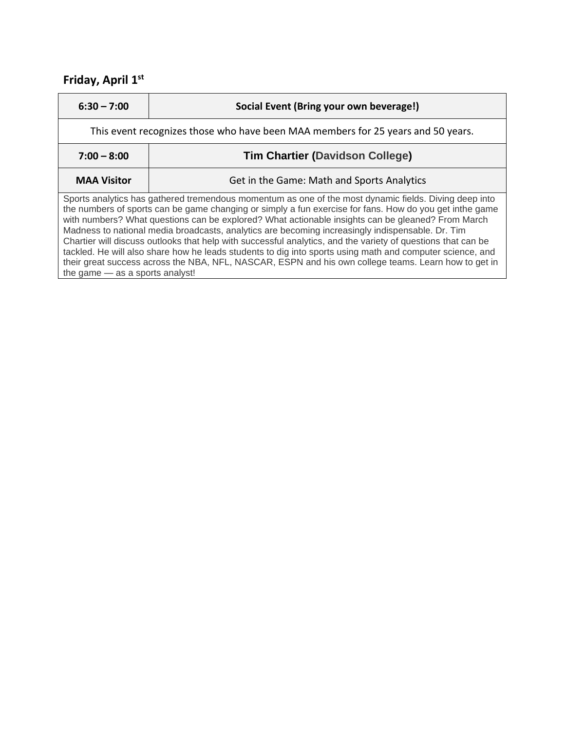## Friday, April 1st

| 6:30 – 7:00 | Social Event (Bring your own beverage!) |
|---|---|
| This event recognizes those who have been MAA members for 25 years and 50 years. | |
| 7:00 – 8:00 | Tim Chartier (Davidson College) |
| MAA Visitor | Get in the Game: Math and Sports Analytics |
| Sports analytics has gathered tremendous momentum as one of the most dynamic fields. Diving deep into the numbers of sports can be game changing or simply a fun exercise for fans. How do you get inthe game with numbers? What questions can be explored? What actionable insights can be gleaned? From March Madness to national media broadcasts, analytics are becoming increasingly indispensable. Dr. Tim Chartier will discuss outlooks that help with successful analytics, and the variety of questions that can be tackled. He will also share how he leads students to dig into sports using math and computer science, and their great success across the NBA, NFL, NASCAR, ESPN and his own college teams. Learn how to get in the game — as a sports analyst! | |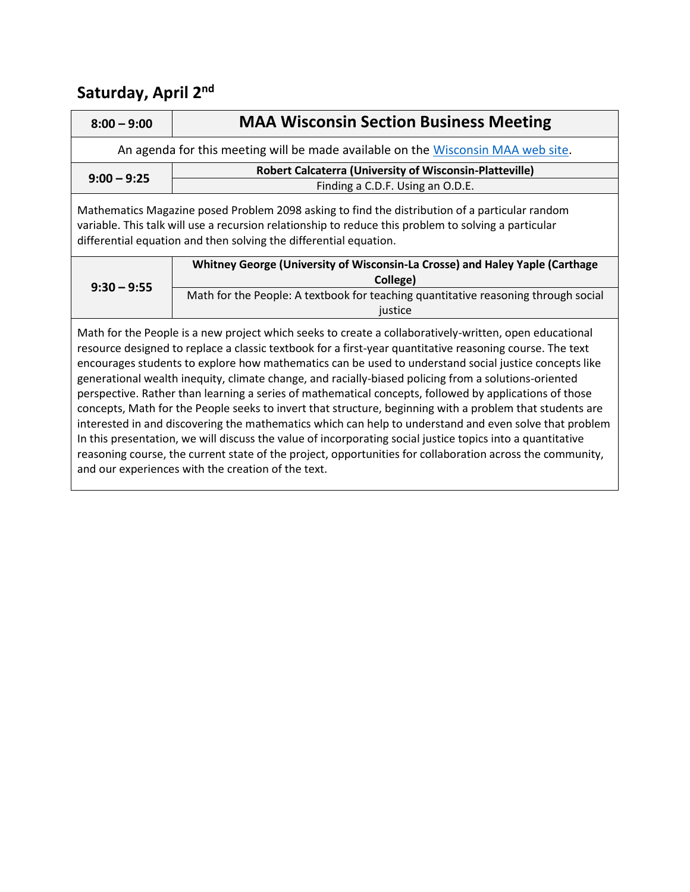## Saturday, April 2nd

| 8:00 – 9:00 | **MAA Wisconsin Section Business Meeting** |
|---|---|
| An agenda for this meeting will be made available on the Wisconsin MAA web site. | |
| 9:00 – 9:25 | **Robert Calcaterra (University of Wisconsin-Platteville)**<br>Finding a C.D.F. Using an O.D.E. |
| Mathematics Magazine posed Problem 2098 asking to find the distribution of a particular random variable. This talk will use a recursion relationship to reduce this problem to solving a particular differential equation and then solving the differential equation. | |
| 9:30 – 9:55 | **Whitney George (University of Wisconsin-La Crosse) and Haley Yaple (Carthage College)**<br>Math for the People: A textbook for teaching quantitative reasoning through social justice |
| Math for the People is a new project which seeks to create a collaboratively-written, open educational resource designed to replace a classic textbook for a first-year quantitative reasoning course. The text encourages students to explore how mathematics can be used to understand social justice concepts like generational wealth inequity, climate change, and racially-biased policing from a solutions-oriented perspective. Rather than learning a series of mathematical concepts, followed by applications of those concepts, Math for the People seeks to invert that structure, beginning with a problem that students are interested in and discovering the mathematics which can help to understand and even solve that problem In this presentation, we will discuss the value of incorporating social justice topics into a quantitative reasoning course, the current state of the project, opportunities for collaboration across the community, and our experiences with the creation of the text. | |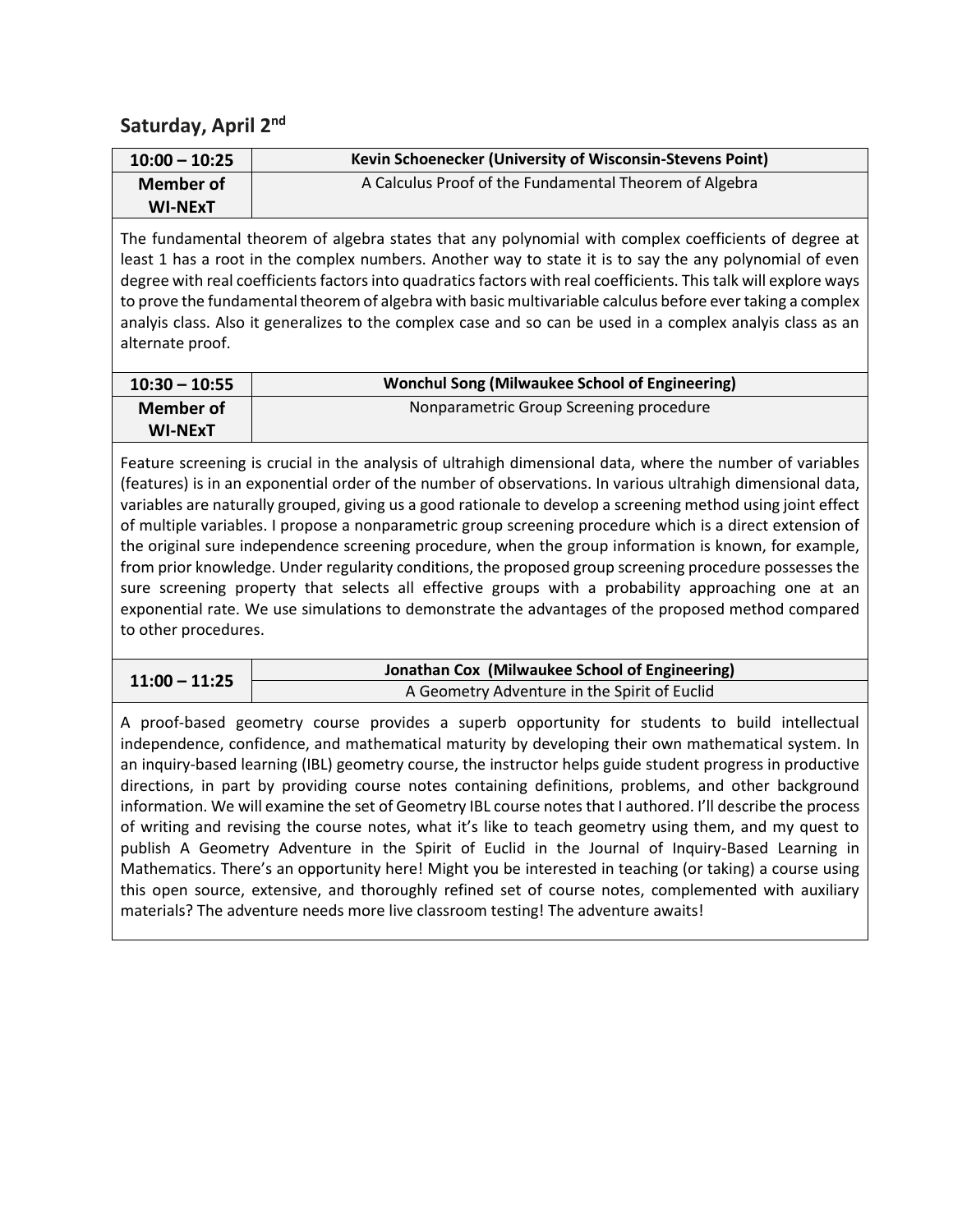## Saturday, April 2nd

| 10:00 – 10:25 | Kevin Schoenecker (University of Wisconsin-Stevens Point) |
|---|---|
| **Member of WI-NExT** | A Calculus Proof of the Fundamental Theorem of Algebra |

The fundamental theorem of algebra states that any polynomial with complex coefficients of degree at least 1 has a root in the complex numbers. Another way to state it is to say the any polynomial of even degree with real coefficients factors into quadratics factors with real coefficients. This talk will explore ways to prove the fundamental theorem of algebra with basic multivariable calculus before ever taking a complex analyis class. Also it generalizes to the complex case and so can be used in a complex analyis class as an alternate proof.

| 10:30 – 10:55 | Wonchul Song (Milwaukee School of Engineering) |
|---|---|
| **Member of WI-NExT** | Nonparametric Group Screening procedure |

Feature screening is crucial in the analysis of ultrahigh dimensional data, where the number of variables (features) is in an exponential order of the number of observations. In various ultrahigh dimensional data, variables are naturally grouped, giving us a good rationale to develop a screening method using joint effect of multiple variables. I propose a nonparametric group screening procedure which is a direct extension of the original sure independence screening procedure, when the group information is known, for example, from prior knowledge. Under regularity conditions, the proposed group screening procedure possesses the sure screening property that selects all effective groups with a probability approaching one at an exponential rate. We use simulations to demonstrate the advantages of the proposed method compared to other procedures.

| 11:00 – 11:25 | Jonathan Cox (Milwaukee School of Engineering) |
|---|---|
| | A Geometry Adventure in the Spirit of Euclid |

A proof-based geometry course provides a superb opportunity for students to build intellectual independence, confidence, and mathematical maturity by developing their own mathematical system. In an inquiry-based learning (IBL) geometry course, the instructor helps guide student progress in productive directions, in part by providing course notes containing definitions, problems, and other background information. We will examine the set of Geometry IBL course notes that I authored. I'll describe the process of writing and revising the course notes, what it's like to teach geometry using them, and my quest to publish A Geometry Adventure in the Spirit of Euclid in the Journal of Inquiry-Based Learning in Mathematics. There's an opportunity here! Might you be interested in teaching (or taking) a course using this open source, extensive, and thoroughly refined set of course notes, complemented with auxiliary materials? The adventure needs more live classroom testing! The adventure awaits!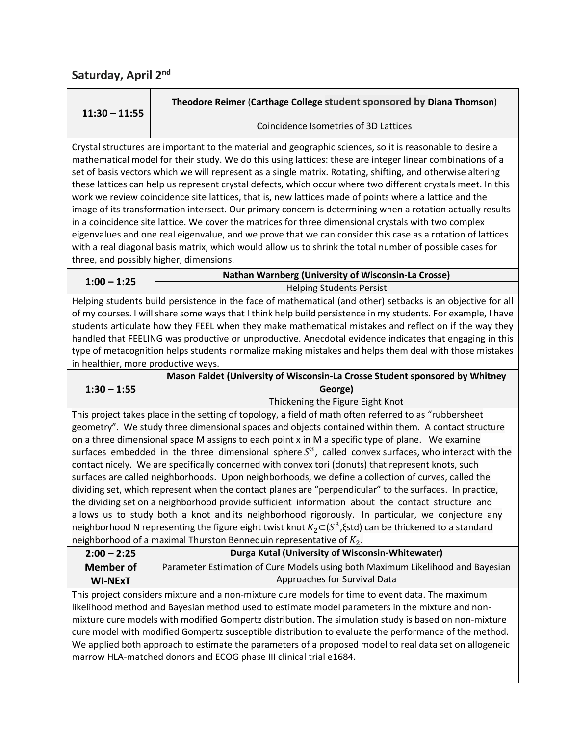## Saturday, April 2nd

| 11:30 – 11:55 | **Theodore Reimer** (**Carthage College** student sponsored by **Diana Thomson**) |
|---|---|
| | Coincidence Isometries of 3D Lattices |

Crystal structures are important to the material and geographic sciences, so it is reasonable to desire a mathematical model for their study. We do this using lattices: these are integer linear combinations of a set of basis vectors which we will represent as a single matrix. Rotating, shifting, and otherwise altering these lattices can help us represent crystal defects, which occur where two different crystals meet. In this work we review coincidence site lattices, that is, new lattices made of points where a lattice and the image of its transformation intersect. Our primary concern is determining when a rotation actually results in a coincidence site lattice. We cover the matrices for three dimensional crystals with two complex eigenvalues and one real eigenvalue, and we prove that we can consider this case as a rotation of lattices with a real diagonal basis matrix, which would allow us to shrink the total number of possible cases for three, and possibly higher, dimensions.

| 1:00 – 1:25 | **Nathan Warnberg (University of Wisconsin-La Crosse)** |
|---|---|
| | Helping Students Persist |

Helping students build persistence in the face of mathematical (and other) setbacks is an objective for all of my courses. I will share some ways that I think help build persistence in my students. For example, I have students articulate how they FEEL when they make mathematical mistakes and reflect on if the way they handled that FEELING was productive or unproductive. Anecdotal evidence indicates that engaging in this type of metacognition helps students normalize making mistakes and helps them deal with those mistakes in healthier, more productive ways.

| 1:30 – 1:55 | **Mason Faldet (University of Wisconsin-La Crosse Student sponsored by Whitney George)** |
|---|---|
| | Thickening the Figure Eight Knot |

This project takes place in the setting of topology, a field of math often referred to as "rubbersheet geometry". We study three dimensional spaces and objects contained within them. A contact structure on a three dimensional space M assigns to each point x in M a specific type of plane. We examine surfaces embedded in the three dimensional sphere $S^3$, called convex surfaces, who interact with the contact nicely. We are specifically concerned with convex tori (donuts) that represent knots, such surfaces are called neighborhoods. Upon neighborhoods, we define a collection of curves, called the dividing set, which represent when the contact planes are "perpendicular" to the surfaces. In practice, the dividing set on a neighborhood provide sufficient information about the contact structure and allows us to study both a knot and its neighborhood rigorously. In particular, we conjecture any neighborhood N representing the figure eight twist knot $K_2 \subset (S^3, \xi std)$ can be thickened to a standard neighborhood of a maximal Thurston Bennequin representative of $K_2$.

| 2:00 – 2:25 | **Durga Kutal (University of Wisconsin-Whitewater)** |
|---|---|
| **Member of WI-NExT** | Parameter Estimation of Cure Models using both Maximum Likelihood and Bayesian Approaches for Survival Data |

This project considers mixture and a non-mixture cure models for time to event data. The maximum likelihood method and Bayesian method used to estimate model parameters in the mixture and non-mixture cure models with modified Gompertz distribution. The simulation study is based on non-mixture cure model with modified Gompertz susceptible distribution to evaluate the performance of the method. We applied both approach to estimate the parameters of a proposed model to real data set on allogeneic marrow HLA-matched donors and ECOG phase III clinical trial e1684.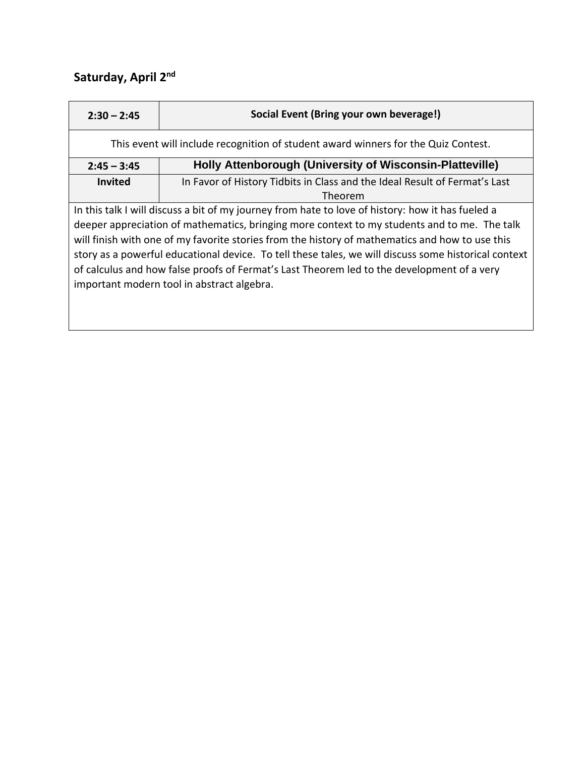## Saturday, April 2nd

| 2:30 – 2:45 | Social Event (Bring your own beverage!) |
| --- | --- |
| This event will include recognition of student award winners for the Quiz Contest. | |
| 2:45 – 3:45 | Holly Attenborough (University of Wisconsin-Platteville) |
| Invited | In Favor of History Tidbits in Class and the Ideal Result of Fermat's Last Theorem |
| In this talk I will discuss a bit of my journey from hate to love of history: how it has fueled a deeper appreciation of mathematics, bringing more context to my students and to me. The talk will finish with one of my favorite stories from the history of mathematics and how to use this story as a powerful educational device. To tell these tales, we will discuss some historical context of calculus and how false proofs of Fermat's Last Theorem led to the development of a very important modern tool in abstract algebra. | |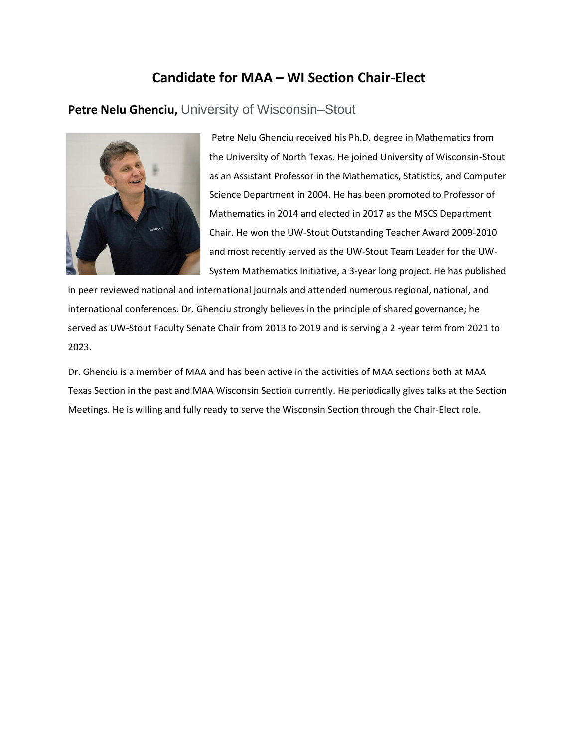# Candidate for MAA – WI Section Chair-Elect

## **Petre Nelu Ghenciu,** University of Wisconsin–Stout

Petre Nelu Ghenciu received his Ph.D. degree in Mathematics from the University of North Texas. He joined University of Wisconsin-Stout as an Assistant Professor in the Mathematics, Statistics, and Computer Science Department in 2004. He has been promoted to Professor of Mathematics in 2014 and elected in 2017 as the MSCS Department Chair. He won the UW-Stout Outstanding Teacher Award 2009-2010 and most recently served as the UW-Stout Team Leader for the UW-System Mathematics Initiative, a 3-year long project. He has published in peer reviewed national and international journals and attended numerous regional, national, and international conferences. Dr. Ghenciu strongly believes in the principle of shared governance; he served as UW-Stout Faculty Senate Chair from 2013 to 2019 and is serving a 2 -year term from 2021 to 2023.

Dr. Ghenciu is a member of MAA and has been active in the activities of MAA sections both at MAA Texas Section in the past and MAA Wisconsin Section currently. He periodically gives talks at the Section Meetings. He is willing and fully ready to serve the Wisconsin Section through the Chair-Elect role.